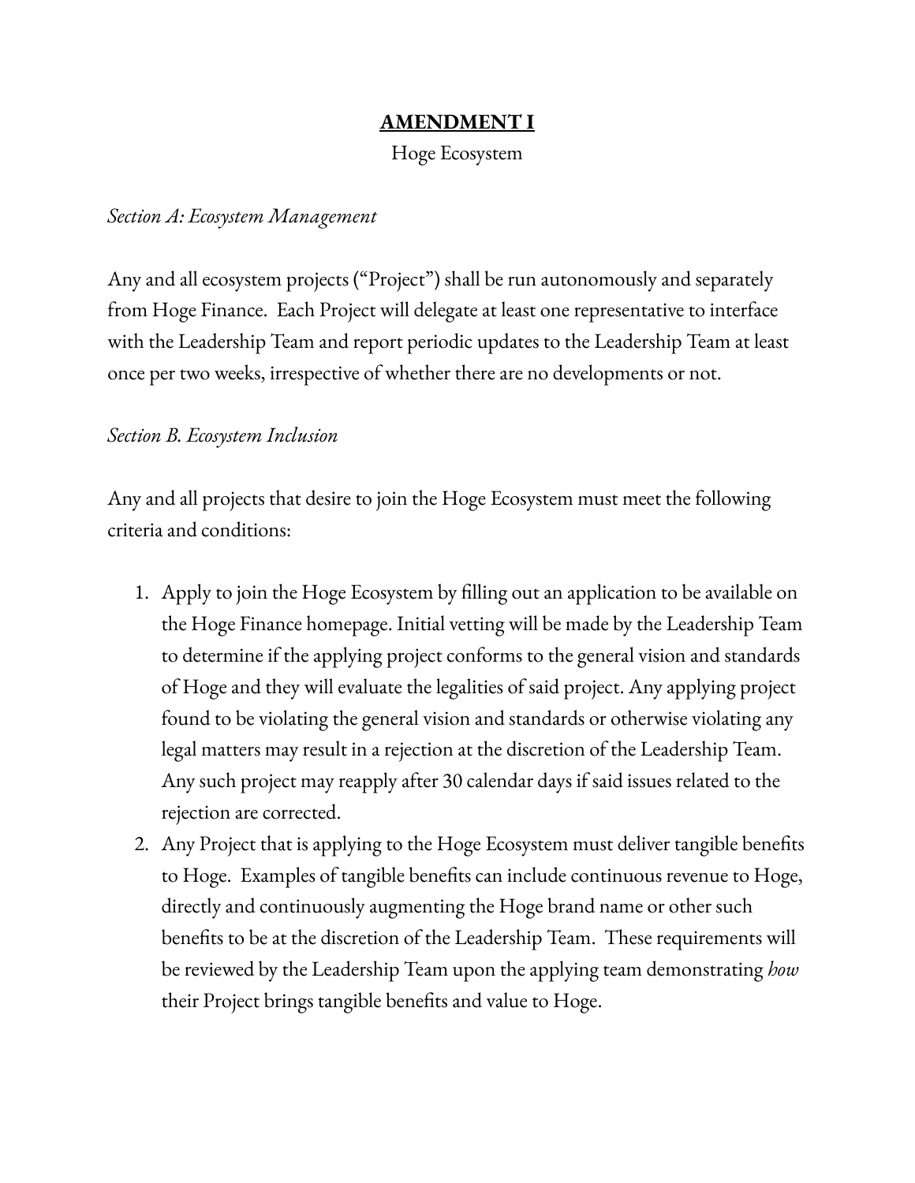# **AMENDMENT I**

Hoge Ecosystem

*Section A: Ecosystem Management*

Any and all ecosystem projects ("Project") shall be run autonomously and separately from Hoge Finance. Each Project will delegate at least one representative to interface with the Leadership Team and report periodic updates to the Leadership Team at least once per two weeks, irrespective of whether there are no developments or not.

*Section B. Ecosystem Inclusion*

Any and all projects that desire to join the Hoge Ecosystem must meet the following criteria and conditions:

1. Apply to join the Hoge Ecosystem by filling out an application to be available on the Hoge Finance homepage. Initial vetting will be made by the Leadership Team to determine if the applying project conforms to the general vision and standards of Hoge and they will evaluate the legalities of said project. Any applying project found to be violating the general vision and standards or otherwise violating any legal matters may result in a rejection at the discretion of the Leadership Team. Any such project may reapply after 30 calendar days if said issues related to the rejection are corrected.
2. Any Project that is applying to the Hoge Ecosystem must deliver tangible benefits to Hoge. Examples of tangible benefits can include continuous revenue to Hoge, directly and continuously augmenting the Hoge brand name or other such benefits to be at the discretion of the Leadership Team. These requirements will be reviewed by the Leadership Team upon the applying team demonstrating *how* their Project brings tangible benefits and value to Hoge.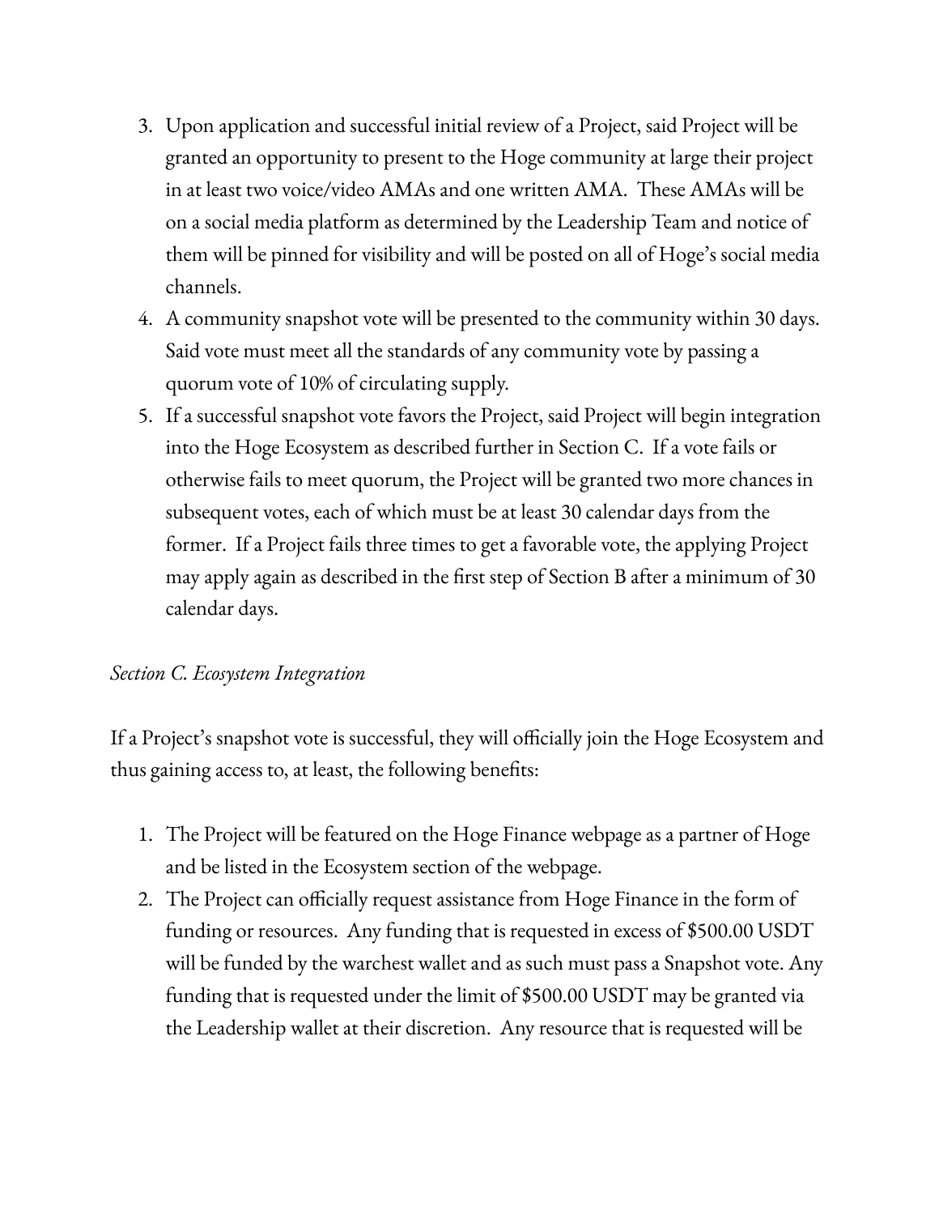3. Upon application and successful initial review of a Project, said Project will be granted an opportunity to present to the Hoge community at large their project in at least two voice/video AMAs and one written AMA. These AMAs will be on a social media platform as determined by the Leadership Team and notice of them will be pinned for visibility and will be posted on all of Hoge's social media channels.
4. A community snapshot vote will be presented to the community within 30 days. Said vote must meet all the standards of any community vote by passing a quorum vote of 10% of circulating supply.
5. If a successful snapshot vote favors the Project, said Project will begin integration into the Hoge Ecosystem as described further in Section C. If a vote fails or otherwise fails to meet quorum, the Project will be granted two more chances in subsequent votes, each of which must be at least 30 calendar days from the former. If a Project fails three times to get a favorable vote, the applying Project may apply again as described in the first step of Section B after a minimum of 30 calendar days.

*Section C. Ecosystem Integration*

If a Project's snapshot vote is successful, they will officially join the Hoge Ecosystem and thus gaining access to, at least, the following benefits:

1. The Project will be featured on the Hoge Finance webpage as a partner of Hoge and be listed in the Ecosystem section of the webpage.
2. The Project can officially request assistance from Hoge Finance in the form of funding or resources. Any funding that is requested in excess of $500.00 USDT will be funded by the warchest wallet and as such must pass a Snapshot vote. Any funding that is requested under the limit of $500.00 USDT may be granted via the Leadership wallet at their discretion. Any resource that is requested will be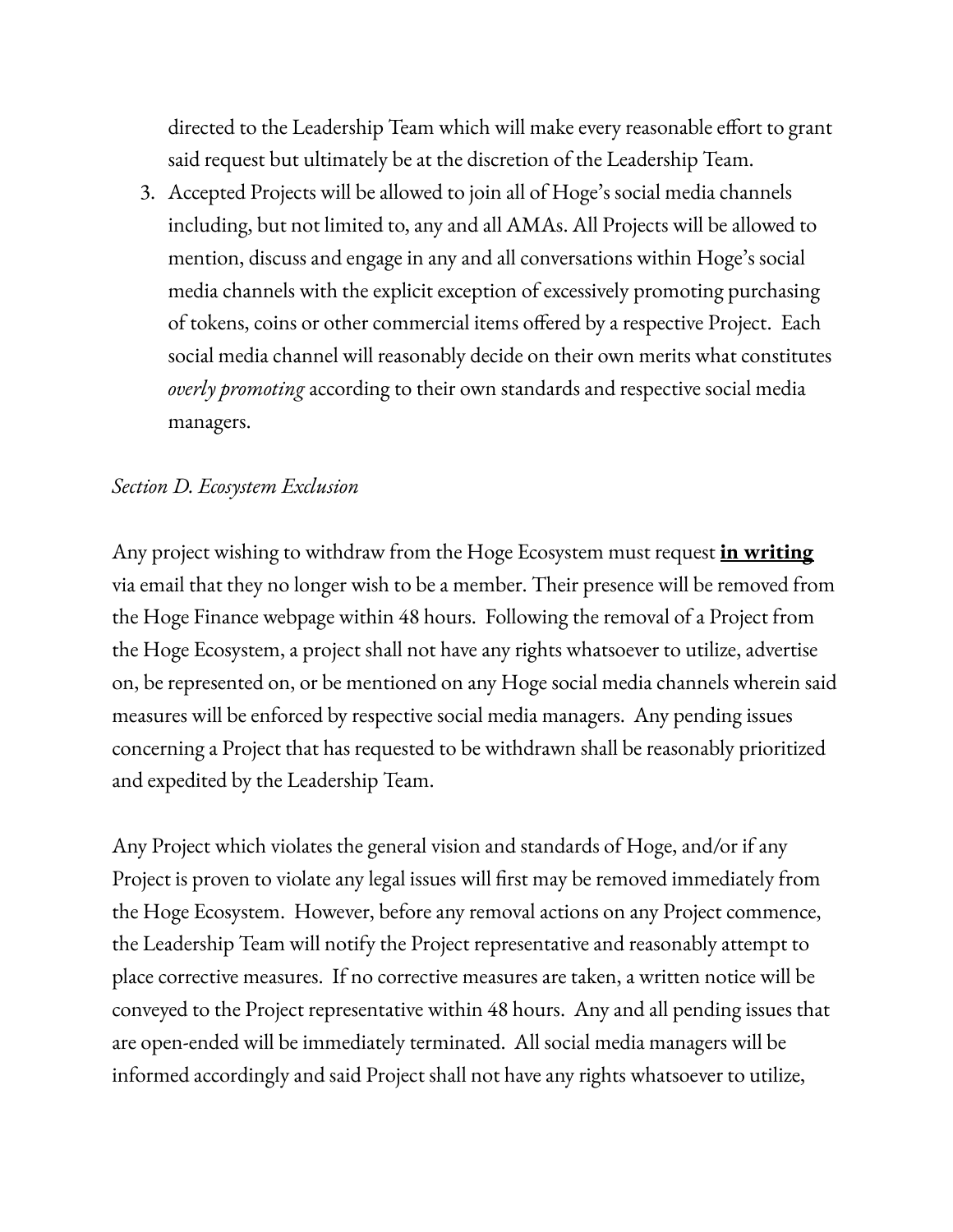directed to the Leadership Team which will make every reasonable effort to grant said request but ultimately be at the discretion of the Leadership Team.

3. Accepted Projects will be allowed to join all of Hoge's social media channels including, but not limited to, any and all AMAs. All Projects will be allowed to mention, discuss and engage in any and all conversations within Hoge's social media channels with the explicit exception of excessively promoting purchasing of tokens, coins or other commercial items offered by a respective Project. Each social media channel will reasonably decide on their own merits what constitutes *overly promoting* according to their own standards and respective social media managers.

*Section D. Ecosystem Exclusion*

Any project wishing to withdraw from the Hoge Ecosystem must request **in writing** via email that they no longer wish to be a member. Their presence will be removed from the Hoge Finance webpage within 48 hours. Following the removal of a Project from the Hoge Ecosystem, a project shall not have any rights whatsoever to utilize, advertise on, be represented on, or be mentioned on any Hoge social media channels wherein said measures will be enforced by respective social media managers. Any pending issues concerning a Project that has requested to be withdrawn shall be reasonably prioritized and expedited by the Leadership Team.

Any Project which violates the general vision and standards of Hoge, and/or if any Project is proven to violate any legal issues will first may be removed immediately from the Hoge Ecosystem. However, before any removal actions on any Project commence, the Leadership Team will notify the Project representative and reasonably attempt to place corrective measures. If no corrective measures are taken, a written notice will be conveyed to the Project representative within 48 hours. Any and all pending issues that are open-ended will be immediately terminated. All social media managers will be informed accordingly and said Project shall not have any rights whatsoever to utilize,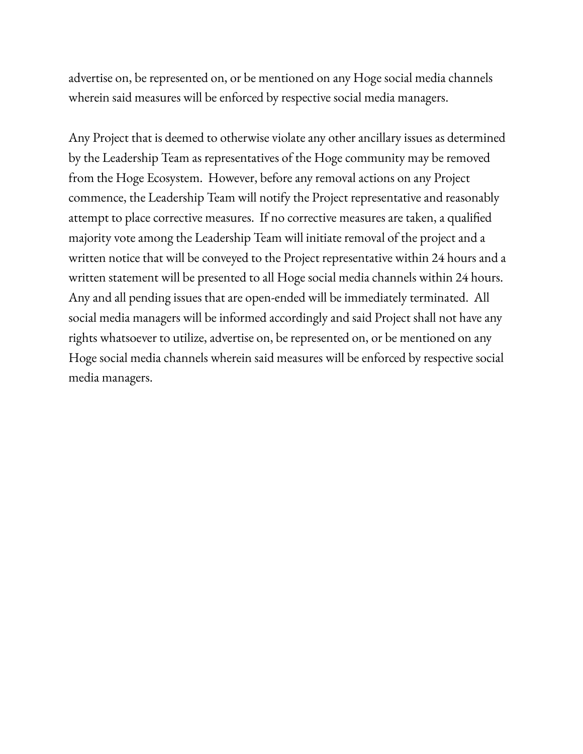advertise on, be represented on, or be mentioned on any Hoge social media channels wherein said measures will be enforced by respective social media managers.

Any Project that is deemed to otherwise violate any other ancillary issues as determined by the Leadership Team as representatives of the Hoge community may be removed from the Hoge Ecosystem. However, before any removal actions on any Project commence, the Leadership Team will notify the Project representative and reasonably attempt to place corrective measures. If no corrective measures are taken, a qualified majority vote among the Leadership Team will initiate removal of the project and a written notice that will be conveyed to the Project representative within 24 hours and a written statement will be presented to all Hoge social media channels within 24 hours. Any and all pending issues that are open-ended will be immediately terminated. All social media managers will be informed accordingly and said Project shall not have any rights whatsoever to utilize, advertise on, be represented on, or be mentioned on any Hoge social media channels wherein said measures will be enforced by respective social media managers.